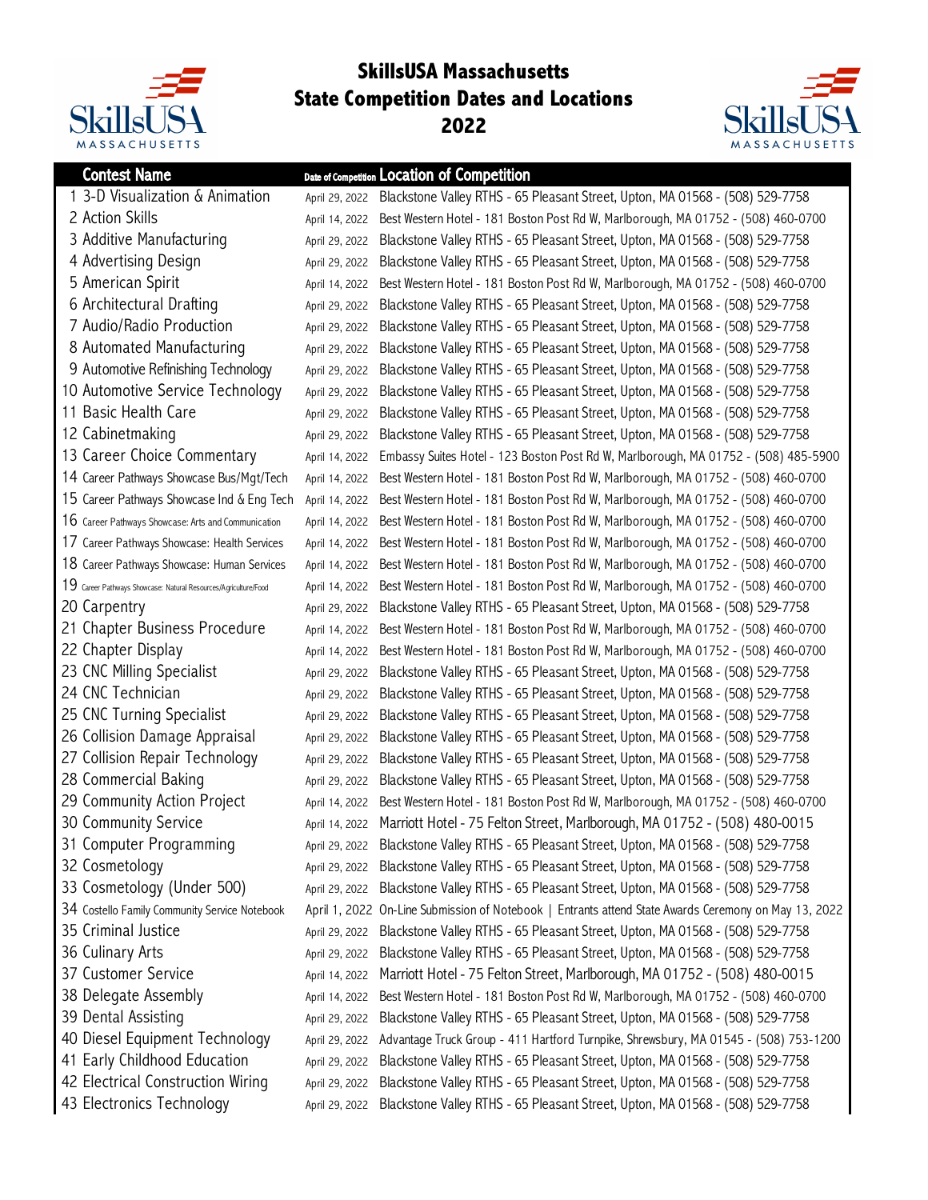# SkillsUSA Massachusetts State Competition Dates and Locations 2022

| Contest Name | Date of Competition | Location of Competition |
|---|---|---|
| 1 3-D Visualization & Animation | April 29, 2022 | Blackstone Valley RTHS - 65 Pleasant Street, Upton, MA 01568 - (508) 529-7758 |
| 2 Action Skills | April 14, 2022 | Best Western Hotel - 181 Boston Post Rd W, Marlborough, MA 01752 - (508) 460-0700 |
| 3 Additive Manufacturing | April 29, 2022 | Blackstone Valley RTHS - 65 Pleasant Street, Upton, MA 01568 - (508) 529-7758 |
| 4 Advertising Design | April 29, 2022 | Blackstone Valley RTHS - 65 Pleasant Street, Upton, MA 01568 - (508) 529-7758 |
| 5 American Spirit | April 14, 2022 | Best Western Hotel - 181 Boston Post Rd W, Marlborough, MA 01752 - (508) 460-0700 |
| 6 Architectural Drafting | April 29, 2022 | Blackstone Valley RTHS - 65 Pleasant Street, Upton, MA 01568 - (508) 529-7758 |
| 7 Audio/Radio Production | April 29, 2022 | Blackstone Valley RTHS - 65 Pleasant Street, Upton, MA 01568 - (508) 529-7758 |
| 8 Automated Manufacturing | April 29, 2022 | Blackstone Valley RTHS - 65 Pleasant Street, Upton, MA 01568 - (508) 529-7758 |
| 9 Automotive Refinishing Technology | April 29, 2022 | Blackstone Valley RTHS - 65 Pleasant Street, Upton, MA 01568 - (508) 529-7758 |
| 10 Automotive Service Technology | April 29, 2022 | Blackstone Valley RTHS - 65 Pleasant Street, Upton, MA 01568 - (508) 529-7758 |
| 11 Basic Health Care | April 29, 2022 | Blackstone Valley RTHS - 65 Pleasant Street, Upton, MA 01568 - (508) 529-7758 |
| 12 Cabinetmaking | April 29, 2022 | Blackstone Valley RTHS - 65 Pleasant Street, Upton, MA 01568 - (508) 529-7758 |
| 13 Career Choice Commentary | April 14, 2022 | Embassy Suites Hotel - 123 Boston Post Rd W, Marlborough, MA 01752 - (508) 485-5900 |
| 14 Career Pathways Showcase Bus/Mgt/Tech | April 14, 2022 | Best Western Hotel - 181 Boston Post Rd W, Marlborough, MA 01752 - (508) 460-0700 |
| 15 Career Pathways Showcase Ind & Eng Tech | April 14, 2022 | Best Western Hotel - 181 Boston Post Rd W, Marlborough, MA 01752 - (508) 460-0700 |
| 16 Career Pathways Showcase: Arts and Communication | April 14, 2022 | Best Western Hotel - 181 Boston Post Rd W, Marlborough, MA 01752 - (508) 460-0700 |
| 17 Career Pathways Showcase: Health Services | April 14, 2022 | Best Western Hotel - 181 Boston Post Rd W, Marlborough, MA 01752 - (508) 460-0700 |
| 18 Career Pathways Showcase: Human Services | April 14, 2022 | Best Western Hotel - 181 Boston Post Rd W, Marlborough, MA 01752 - (508) 460-0700 |
| 19 Career Pathways Showcase: Natural Resources/Agriculture/Food | April 14, 2022 | Best Western Hotel - 181 Boston Post Rd W, Marlborough, MA 01752 - (508) 460-0700 |
| 20 Carpentry | April 29, 2022 | Blackstone Valley RTHS - 65 Pleasant Street, Upton, MA 01568 - (508) 529-7758 |
| 21 Chapter Business Procedure | April 14, 2022 | Best Western Hotel - 181 Boston Post Rd W, Marlborough, MA 01752 - (508) 460-0700 |
| 22 Chapter Display | April 14, 2022 | Best Western Hotel - 181 Boston Post Rd W, Marlborough, MA 01752 - (508) 460-0700 |
| 23 CNC Milling Specialist | April 29, 2022 | Blackstone Valley RTHS - 65 Pleasant Street, Upton, MA 01568 - (508) 529-7758 |
| 24 CNC Technician | April 29, 2022 | Blackstone Valley RTHS - 65 Pleasant Street, Upton, MA 01568 - (508) 529-7758 |
| 25 CNC Turning Specialist | April 29, 2022 | Blackstone Valley RTHS - 65 Pleasant Street, Upton, MA 01568 - (508) 529-7758 |
| 26 Collision Damage Appraisal | April 29, 2022 | Blackstone Valley RTHS - 65 Pleasant Street, Upton, MA 01568 - (508) 529-7758 |
| 27 Collision Repair Technology | April 29, 2022 | Blackstone Valley RTHS - 65 Pleasant Street, Upton, MA 01568 - (508) 529-7758 |
| 28 Commercial Baking | April 29, 2022 | Blackstone Valley RTHS - 65 Pleasant Street, Upton, MA 01568 - (508) 529-7758 |
| 29 Community Action Project | April 14, 2022 | Best Western Hotel - 181 Boston Post Rd W, Marlborough, MA 01752 - (508) 460-0700 |
| 30 Community Service | April 14, 2022 | Marriott Hotel - 75 Felton Street, Marlborough, MA 01752 - (508) 480-0015 |
| 31 Computer Programming | April 29, 2022 | Blackstone Valley RTHS - 65 Pleasant Street, Upton, MA 01568 - (508) 529-7758 |
| 32 Cosmetology | April 29, 2022 | Blackstone Valley RTHS - 65 Pleasant Street, Upton, MA 01568 - (508) 529-7758 |
| 33 Cosmetology (Under 500) | April 29, 2022 | Blackstone Valley RTHS - 65 Pleasant Street, Upton, MA 01568 - (508) 529-7758 |
| 34 Costello Family Community Service Notebook | April 1, 2022 | On-Line Submission of Notebook \| Entrants attend State Awards Ceremony on May 13, 2022 |
| 35 Criminal Justice | April 29, 2022 | Blackstone Valley RTHS - 65 Pleasant Street, Upton, MA 01568 - (508) 529-7758 |
| 36 Culinary Arts | April 29, 2022 | Blackstone Valley RTHS - 65 Pleasant Street, Upton, MA 01568 - (508) 529-7758 |
| 37 Customer Service | April 14, 2022 | Marriott Hotel - 75 Felton Street, Marlborough, MA 01752 - (508) 480-0015 |
| 38 Delegate Assembly | April 14, 2022 | Best Western Hotel - 181 Boston Post Rd W, Marlborough, MA 01752 - (508) 460-0700 |
| 39 Dental Assisting | April 29, 2022 | Blackstone Valley RTHS - 65 Pleasant Street, Upton, MA 01568 - (508) 529-7758 |
| 40 Diesel Equipment Technology | April 29, 2022 | Advantage Truck Group - 411 Hartford Turnpike, Shrewsbury, MA 01545 - (508) 753-1200 |
| 41 Early Childhood Education | April 29, 2022 | Blackstone Valley RTHS - 65 Pleasant Street, Upton, MA 01568 - (508) 529-7758 |
| 42 Electrical Construction Wiring | April 29, 2022 | Blackstone Valley RTHS - 65 Pleasant Street, Upton, MA 01568 - (508) 529-7758 |
| 43 Electronics Technology | April 29, 2022 | Blackstone Valley RTHS - 65 Pleasant Street, Upton, MA 01568 - (508) 529-7758 |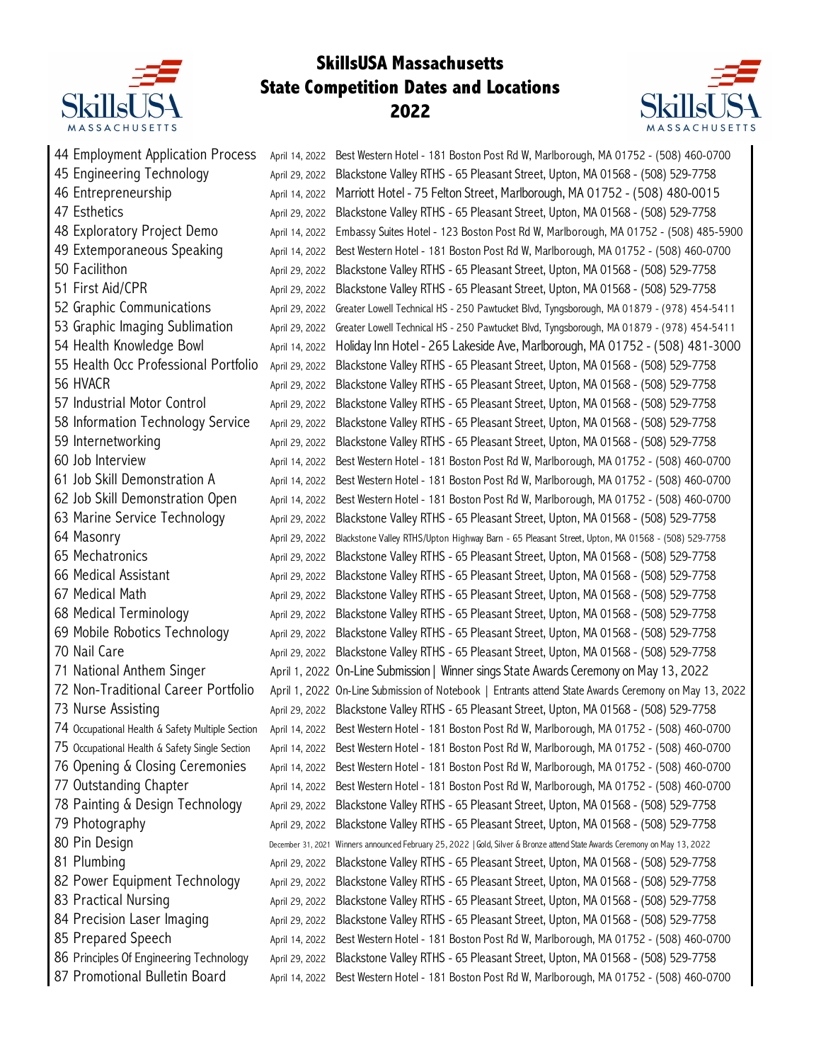# SkillsUSA Massachusetts State Competition Dates and Locations 2022

| Competition | Date | Location |
|---|---|---|
| 44 Employment Application Process | April 14, 2022 | Best Western Hotel - 181 Boston Post Rd W, Marlborough, MA 01752 - (508) 460-0700 |
| 45 Engineering Technology | April 29, 2022 | Blackstone Valley RTHS - 65 Pleasant Street, Upton, MA 01568 - (508) 529-7758 |
| 46 Entrepreneurship | April 14, 2022 | Marriott Hotel - 75 Felton Street, Marlborough, MA 01752 - (508) 480-0015 |
| 47 Esthetics | April 29, 2022 | Blackstone Valley RTHS - 65 Pleasant Street, Upton, MA 01568 - (508) 529-7758 |
| 48 Exploratory Project Demo | April 14, 2022 | Embassy Suites Hotel - 123 Boston Post Rd W, Marlborough, MA 01752 - (508) 485-5900 |
| 49 Extemporaneous Speaking | April 14, 2022 | Best Western Hotel - 181 Boston Post Rd W, Marlborough, MA 01752 - (508) 460-0700 |
| 50 Facilithon | April 29, 2022 | Blackstone Valley RTHS - 65 Pleasant Street, Upton, MA 01568 - (508) 529-7758 |
| 51 First Aid/CPR | April 29, 2022 | Blackstone Valley RTHS - 65 Pleasant Street, Upton, MA 01568 - (508) 529-7758 |
| 52 Graphic Communications | April 29, 2022 | Greater Lowell Technical HS - 250 Pawtucket Blvd, Tyngsborough, MA 01879 - (978) 454-5411 |
| 53 Graphic Imaging Sublimation | April 29, 2022 | Greater Lowell Technical HS - 250 Pawtucket Blvd, Tyngsborough, MA 01879 - (978) 454-5411 |
| 54 Health Knowledge Bowl | April 14, 2022 | Holiday Inn Hotel - 265 Lakeside Ave, Marlborough, MA 01752 - (508) 481-3000 |
| 55 Health Occ Professional Portfolio | April 29, 2022 | Blackstone Valley RTHS - 65 Pleasant Street, Upton, MA 01568 - (508) 529-7758 |
| 56 HVACR | April 29, 2022 | Blackstone Valley RTHS - 65 Pleasant Street, Upton, MA 01568 - (508) 529-7758 |
| 57 Industrial Motor Control | April 29, 2022 | Blackstone Valley RTHS - 65 Pleasant Street, Upton, MA 01568 - (508) 529-7758 |
| 58 Information Technology Service | April 29, 2022 | Blackstone Valley RTHS - 65 Pleasant Street, Upton, MA 01568 - (508) 529-7758 |
| 59 Internetworking | April 29, 2022 | Blackstone Valley RTHS - 65 Pleasant Street, Upton, MA 01568 - (508) 529-7758 |
| 60 Job Interview | April 14, 2022 | Best Western Hotel - 181 Boston Post Rd W, Marlborough, MA 01752 - (508) 460-0700 |
| 61 Job Skill Demonstration A | April 14, 2022 | Best Western Hotel - 181 Boston Post Rd W, Marlborough, MA 01752 - (508) 460-0700 |
| 62 Job Skill Demonstration Open | April 14, 2022 | Best Western Hotel - 181 Boston Post Rd W, Marlborough, MA 01752 - (508) 460-0700 |
| 63 Marine Service Technology | April 29, 2022 | Blackstone Valley RTHS - 65 Pleasant Street, Upton, MA 01568 - (508) 529-7758 |
| 64 Masonry | April 29, 2022 | Blackstone Valley RTHS/Upton Highway Barn - 65 Pleasant Street, Upton, MA 01568 - (508) 529-7758 |
| 65 Mechatronics | April 29, 2022 | Blackstone Valley RTHS - 65 Pleasant Street, Upton, MA 01568 - (508) 529-7758 |
| 66 Medical Assistant | April 29, 2022 | Blackstone Valley RTHS - 65 Pleasant Street, Upton, MA 01568 - (508) 529-7758 |
| 67 Medical Math | April 29, 2022 | Blackstone Valley RTHS - 65 Pleasant Street, Upton, MA 01568 - (508) 529-7758 |
| 68 Medical Terminology | April 29, 2022 | Blackstone Valley RTHS - 65 Pleasant Street, Upton, MA 01568 - (508) 529-7758 |
| 69 Mobile Robotics Technology | April 29, 2022 | Blackstone Valley RTHS - 65 Pleasant Street, Upton, MA 01568 - (508) 529-7758 |
| 70 Nail Care | April 29, 2022 | Blackstone Valley RTHS - 65 Pleasant Street, Upton, MA 01568 - (508) 529-7758 |
| 71 National Anthem Singer | April 1, 2022 | On-Line Submission \| Winner sings State Awards Ceremony on May 13, 2022 |
| 72 Non-Traditional Career Portfolio | April 1, 2022 | On-Line Submission of Notebook \| Entrants attend State Awards Ceremony on May 13, 2022 |
| 73 Nurse Assisting | April 29, 2022 | Blackstone Valley RTHS - 65 Pleasant Street, Upton, MA 01568 - (508) 529-7758 |
| 74 Occupational Health & Safety Multiple Section | April 14, 2022 | Best Western Hotel - 181 Boston Post Rd W, Marlborough, MA 01752 - (508) 460-0700 |
| 75 Occupational Health & Safety Single Section | April 14, 2022 | Best Western Hotel - 181 Boston Post Rd W, Marlborough, MA 01752 - (508) 460-0700 |
| 76 Opening & Closing Ceremonies | April 14, 2022 | Best Western Hotel - 181 Boston Post Rd W, Marlborough, MA 01752 - (508) 460-0700 |
| 77 Outstanding Chapter | April 14, 2022 | Best Western Hotel - 181 Boston Post Rd W, Marlborough, MA 01752 - (508) 460-0700 |
| 78 Painting & Design Technology | April 29, 2022 | Blackstone Valley RTHS - 65 Pleasant Street, Upton, MA 01568 - (508) 529-7758 |
| 79 Photography | April 29, 2022 | Blackstone Valley RTHS - 65 Pleasant Street, Upton, MA 01568 - (508) 529-7758 |
| 80 Pin Design | December 31, 2021 | Winners announced February 25, 2022 \| Gold, Silver & Bronze attend State Awards Ceremony on May 13, 2022 |
| 81 Plumbing | April 29, 2022 | Blackstone Valley RTHS - 65 Pleasant Street, Upton, MA 01568 - (508) 529-7758 |
| 82 Power Equipment Technology | April 29, 2022 | Blackstone Valley RTHS - 65 Pleasant Street, Upton, MA 01568 - (508) 529-7758 |
| 83 Practical Nursing | April 29, 2022 | Blackstone Valley RTHS - 65 Pleasant Street, Upton, MA 01568 - (508) 529-7758 |
| 84 Precision Laser Imaging | April 29, 2022 | Blackstone Valley RTHS - 65 Pleasant Street, Upton, MA 01568 - (508) 529-7758 |
| 85 Prepared Speech | April 14, 2022 | Best Western Hotel - 181 Boston Post Rd W, Marlborough, MA 01752 - (508) 460-0700 |
| 86 Principles Of Engineering Technology | April 29, 2022 | Blackstone Valley RTHS - 65 Pleasant Street, Upton, MA 01568 - (508) 529-7758 |
| 87 Promotional Bulletin Board | April 14, 2022 | Best Western Hotel - 181 Boston Post Rd W, Marlborough, MA 01752 - (508) 460-0700 |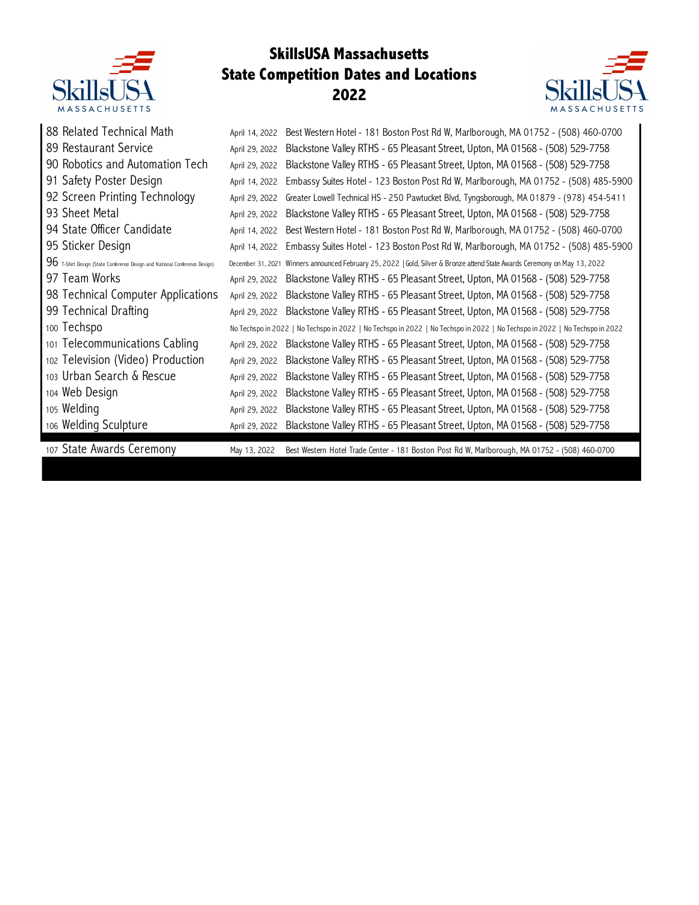# SkillsUSA Massachusetts
# State Competition Dates and Locations
# 2022

| | | |
|---|---|---|
| 88 Related Technical Math | April 14, 2022 | Best Western Hotel - 181 Boston Post Rd W, Marlborough, MA 01752 - (508) 460-0700 |
| 89 Restaurant Service | April 29, 2022 | Blackstone Valley RTHS - 65 Pleasant Street, Upton, MA 01568 - (508) 529-7758 |
| 90 Robotics and Automation Tech | April 29, 2022 | Blackstone Valley RTHS - 65 Pleasant Street, Upton, MA 01568 - (508) 529-7758 |
| 91 Safety Poster Design | April 14, 2022 | Embassy Suites Hotel - 123 Boston Post Rd W, Marlborough, MA 01752 - (508) 485-5900 |
| 92 Screen Printing Technology | April 29, 2022 | Greater Lowell Technical HS - 250 Pawtucket Blvd, Tyngsborough, MA 01879 - (978) 454-5411 |
| 93 Sheet Metal | April 29, 2022 | Blackstone Valley RTHS - 65 Pleasant Street, Upton, MA 01568 - (508) 529-7758 |
| 94 State Officer Candidate | April 14, 2022 | Best Western Hotel - 181 Boston Post Rd W, Marlborough, MA 01752 - (508) 460-0700 |
| 95 Sticker Design | April 14, 2022 | Embassy Suites Hotel - 123 Boston Post Rd W, Marlborough, MA 01752 - (508) 485-5900 |
| 96 T-Shirt Design (State Conference Design and National Conference Design) | December 31, 2021 | Winners announced February 25, 2022 \| Gold, Silver & Bronze attend State Awards Ceremony on May 13, 2022 |
| 97 Team Works | April 29, 2022 | Blackstone Valley RTHS - 65 Pleasant Street, Upton, MA 01568 - (508) 529-7758 |
| 98 Technical Computer Applications | April 29, 2022 | Blackstone Valley RTHS - 65 Pleasant Street, Upton, MA 01568 - (508) 529-7758 |
| 99 Technical Drafting | April 29, 2022 | Blackstone Valley RTHS - 65 Pleasant Street, Upton, MA 01568 - (508) 529-7758 |
| 100 Techspo | No Techspo in 2022 \| No Techspo in 2022 \| No Techspo in 2022 \| No Techspo in 2022 \| No Techspo in 2022 \| No Techspo in 2022 | |
| 101 Telecommunications Cabling | April 29, 2022 | Blackstone Valley RTHS - 65 Pleasant Street, Upton, MA 01568 - (508) 529-7758 |
| 102 Television (Video) Production | April 29, 2022 | Blackstone Valley RTHS - 65 Pleasant Street, Upton, MA 01568 - (508) 529-7758 |
| 103 Urban Search & Rescue | April 29, 2022 | Blackstone Valley RTHS - 65 Pleasant Street, Upton, MA 01568 - (508) 529-7758 |
| 104 Web Design | April 29, 2022 | Blackstone Valley RTHS - 65 Pleasant Street, Upton, MA 01568 - (508) 529-7758 |
| 105 Welding | April 29, 2022 | Blackstone Valley RTHS - 65 Pleasant Street, Upton, MA 01568 - (508) 529-7758 |
| 106 Welding Sculpture | April 29, 2022 | Blackstone Valley RTHS - 65 Pleasant Street, Upton, MA 01568 - (508) 529-7758 |
| 107 State Awards Ceremony | May 13, 2022 | Best Western Hotel Trade Center - 181 Boston Post Rd W, Marlborough, MA 01752 - (508) 460-0700 |